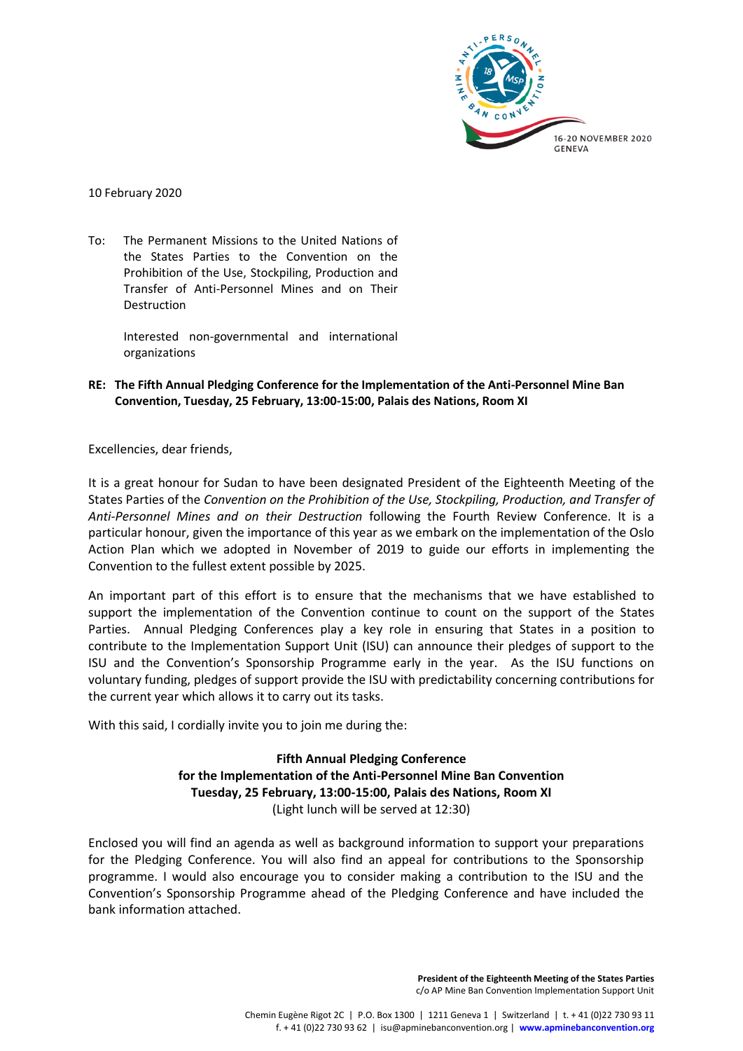16-20 NOVEMBER 2020
GENEVA

10 February 2020

To: The Permanent Missions to the United Nations of the States Parties to the Convention on the Prohibition of the Use, Stockpiling, Production and Transfer of Anti-Personnel Mines and on Their Destruction

Interested non-governmental and international organizations

**RE: The Fifth Annual Pledging Conference for the Implementation of the Anti-Personnel Mine Ban Convention, Tuesday, 25 February, 13:00-15:00, Palais des Nations, Room XI**

Excellencies, dear friends,

It is a great honour for Sudan to have been designated President of the Eighteenth Meeting of the States Parties of the *Convention on the Prohibition of the Use, Stockpiling, Production, and Transfer of Anti-Personnel Mines and on their Destruction* following the Fourth Review Conference. It is a particular honour, given the importance of this year as we embark on the implementation of the Oslo Action Plan which we adopted in November of 2019 to guide our efforts in implementing the Convention to the fullest extent possible by 2025.

An important part of this effort is to ensure that the mechanisms that we have established to support the implementation of the Convention continue to count on the support of the States Parties. Annual Pledging Conferences play a key role in ensuring that States in a position to contribute to the Implementation Support Unit (ISU) can announce their pledges of support to the ISU and the Convention's Sponsorship Programme early in the year. As the ISU functions on voluntary funding, pledges of support provide the ISU with predictability concerning contributions for the current year which allows it to carry out its tasks.

With this said, I cordially invite you to join me during the:

**Fifth Annual Pledging Conference**
**for the Implementation of the Anti-Personnel Mine Ban Convention**
**Tuesday, 25 February, 13:00-15:00, Palais des Nations, Room XI**
(Light lunch will be served at 12:30)

Enclosed you will find an agenda as well as background information to support your preparations for the Pledging Conference. You will also find an appeal for contributions to the Sponsorship programme. I would also encourage you to consider making a contribution to the ISU and the Convention's Sponsorship Programme ahead of the Pledging Conference and have included the bank information attached.

**President of the Eighteenth Meeting of the States Parties**
c/o AP Mine Ban Convention Implementation Support Unit

Chemin Eugène Rigot 2C | P.O. Box 1300 | 1211 Geneva 1 | Switzerland | t. + 41 (0)22 730 93 11
f. + 41 (0)22 730 93 62 | isu@apminebanconvention.org | **www.apminebanconvention.org**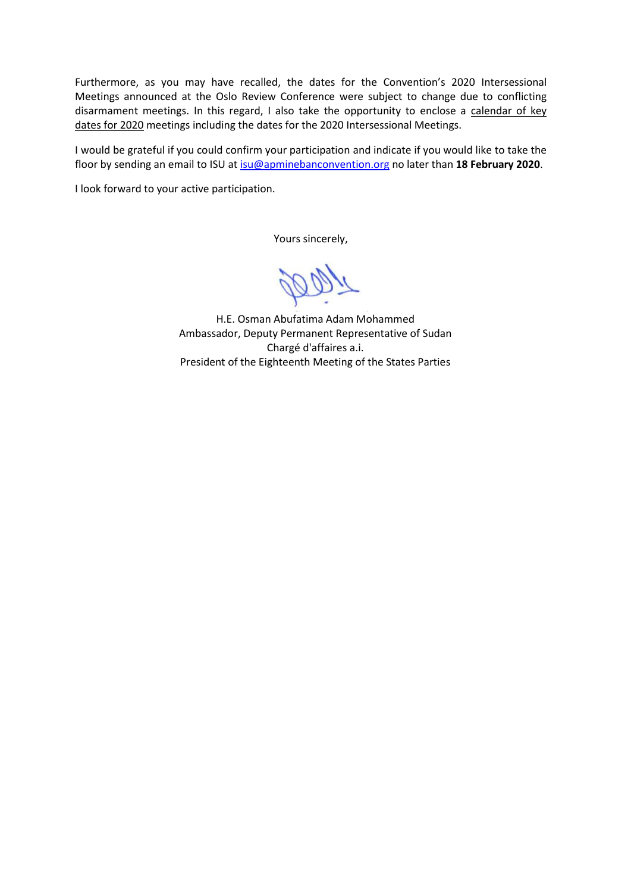Furthermore, as you may have recalled, the dates for the Convention's 2020 Intersessional Meetings announced at the Oslo Review Conference were subject to change due to conflicting disarmament meetings. In this regard, I also take the opportunity to enclose a calendar of key dates for 2020 meetings including the dates for the 2020 Intersessional Meetings.

I would be grateful if you could confirm your participation and indicate if you would like to take the floor by sending an email to ISU at isu@apminebanconvention.org no later than **18 February 2020**.

I look forward to your active participation.

Yours sincerely,

H.E. Osman Abufatima Adam Mohammed
Ambassador, Deputy Permanent Representative of Sudan
Chargé d'affaires a.i.
President of the Eighteenth Meeting of the States Parties